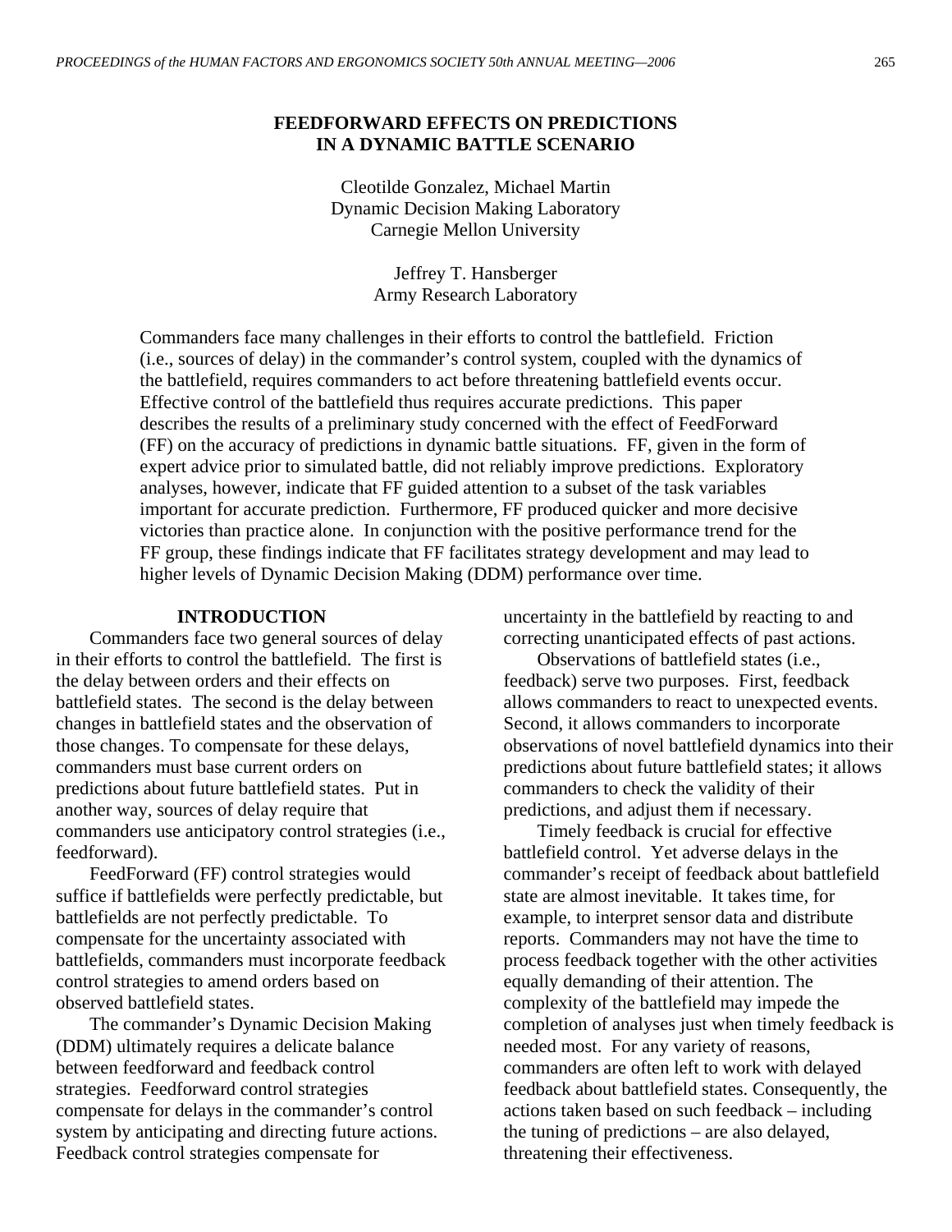# FEEDFORWARD EFFECTS ON PREDICTIONS IN A DYNAMIC BATTLE SCENARIO

Cleotilde Gonzalez, Michael Martin
Dynamic Decision Making Laboratory
Carnegie Mellon University

Jeffrey T. Hansberger
Army Research Laboratory

Commanders face many challenges in their efforts to control the battlefield. Friction (i.e., sources of delay) in the commander's control system, coupled with the dynamics of the battlefield, requires commanders to act before threatening battlefield events occur. Effective control of the battlefield thus requires accurate predictions. This paper describes the results of a preliminary study concerned with the effect of FeedForward (FF) on the accuracy of predictions in dynamic battle situations. FF, given in the form of expert advice prior to simulated battle, did not reliably improve predictions. Exploratory analyses, however, indicate that FF guided attention to a subset of the task variables important for accurate prediction. Furthermore, FF produced quicker and more decisive victories than practice alone. In conjunction with the positive performance trend for the FF group, these findings indicate that FF facilitates strategy development and may lead to higher levels of Dynamic Decision Making (DDM) performance over time.

## INTRODUCTION

Commanders face two general sources of delay in their efforts to control the battlefield. The first is the delay between orders and their effects on battlefield states. The second is the delay between changes in battlefield states and the observation of those changes. To compensate for these delays, commanders must base current orders on predictions about future battlefield states. Put in another way, sources of delay require that commanders use anticipatory control strategies (i.e., feedforward).

FeedForward (FF) control strategies would suffice if battlefields were perfectly predictable, but battlefields are not perfectly predictable. To compensate for the uncertainty associated with battlefields, commanders must incorporate feedback control strategies to amend orders based on observed battlefield states.

The commander's Dynamic Decision Making (DDM) ultimately requires a delicate balance between feedforward and feedback control strategies. Feedforward control strategies compensate for delays in the commander's control system by anticipating and directing future actions. Feedback control strategies compensate for uncertainty in the battlefield by reacting to and correcting unanticipated effects of past actions.

Observations of battlefield states (i.e., feedback) serve two purposes. First, feedback allows commanders to react to unexpected events. Second, it allows commanders to incorporate observations of novel battlefield dynamics into their predictions about future battlefield states; it allows commanders to check the validity of their predictions, and adjust them if necessary.

Timely feedback is crucial for effective battlefield control. Yet adverse delays in the commander's receipt of feedback about battlefield state are almost inevitable. It takes time, for example, to interpret sensor data and distribute reports. Commanders may not have the time to process feedback together with the other activities equally demanding of their attention. The complexity of the battlefield may impede the completion of analyses just when timely feedback is needed most. For any variety of reasons, commanders are often left to work with delayed feedback about battlefield states. Consequently, the actions taken based on such feedback – including the tuning of predictions – are also delayed, threatening their effectiveness.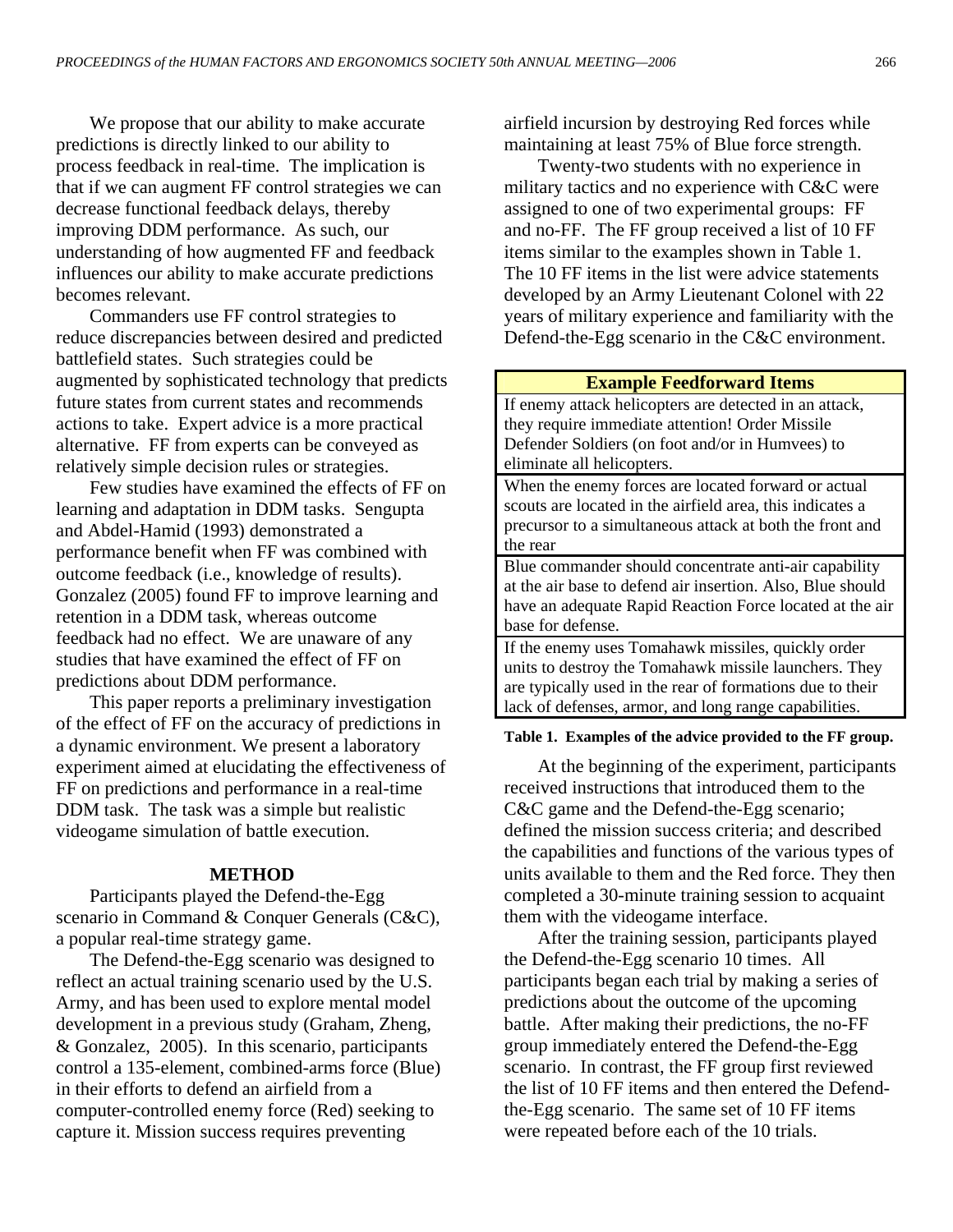We propose that our ability to make accurate predictions is directly linked to our ability to process feedback in real-time. The implication is that if we can augment FF control strategies we can decrease functional feedback delays, thereby improving DDM performance. As such, our understanding of how augmented FF and feedback influences our ability to make accurate predictions becomes relevant.

Commanders use FF control strategies to reduce discrepancies between desired and predicted battlefield states. Such strategies could be augmented by sophisticated technology that predicts future states from current states and recommends actions to take. Expert advice is a more practical alternative. FF from experts can be conveyed as relatively simple decision rules or strategies.

Few studies have examined the effects of FF on learning and adaptation in DDM tasks. Sengupta and Abdel-Hamid (1993) demonstrated a performance benefit when FF was combined with outcome feedback (i.e., knowledge of results). Gonzalez (2005) found FF to improve learning and retention in a DDM task, whereas outcome feedback had no effect. We are unaware of any studies that have examined the effect of FF on predictions about DDM performance.

This paper reports a preliminary investigation of the effect of FF on the accuracy of predictions in a dynamic environment. We present a laboratory experiment aimed at elucidating the effectiveness of FF on predictions and performance in a real-time DDM task. The task was a simple but realistic videogame simulation of battle execution.

## METHOD

Participants played the Defend-the-Egg scenario in Command & Conquer Generals (C&C), a popular real-time strategy game.

The Defend-the-Egg scenario was designed to reflect an actual training scenario used by the U.S. Army, and has been used to explore mental model development in a previous study (Graham, Zheng, & Gonzalez, 2005). In this scenario, participants control a 135-element, combined-arms force (Blue) in their efforts to defend an airfield from a computer-controlled enemy force (Red) seeking to capture it. Mission success requires preventing airfield incursion by destroying Red forces while maintaining at least 75% of Blue force strength.

Twenty-two students with no experience in military tactics and no experience with C&C were assigned to one of two experimental groups: FF and no-FF. The FF group received a list of 10 FF items similar to the examples shown in Table 1. The 10 FF items in the list were advice statements developed by an Army Lieutenant Colonel with 22 years of military experience and familiarity with the Defend-the-Egg scenario in the C&C environment.

| **Example Feedforward Items** |
|---|
| If enemy attack helicopters are detected in an attack, they require immediate attention! Order Missile Defender Soldiers (on foot and/or in Humvees) to eliminate all helicopters. |
| When the enemy forces are located forward or actual scouts are located in the airfield area, this indicates a precursor to a simultaneous attack at both the front and the rear |
| Blue commander should concentrate anti-air capability at the air base to defend air insertion. Also, Blue should have an adequate Rapid Reaction Force located at the air base for defense. |
| If the enemy uses Tomahawk missiles, quickly order units to destroy the Tomahawk missile launchers. They are typically used in the rear of formations due to their lack of defenses, armor, and long range capabilities. |

**Table 1. Examples of the advice provided to the FF group.**

At the beginning of the experiment, participants received instructions that introduced them to the C&C game and the Defend-the-Egg scenario; defined the mission success criteria; and described the capabilities and functions of the various types of units available to them and the Red force. They then completed a 30-minute training session to acquaint them with the videogame interface.

After the training session, participants played the Defend-the-Egg scenario 10 times. All participants began each trial by making a series of predictions about the outcome of the upcoming battle. After making their predictions, the no-FF group immediately entered the Defend-the-Egg scenario. In contrast, the FF group first reviewed the list of 10 FF items and then entered the Defend-the-Egg scenario. The same set of 10 FF items were repeated before each of the 10 trials.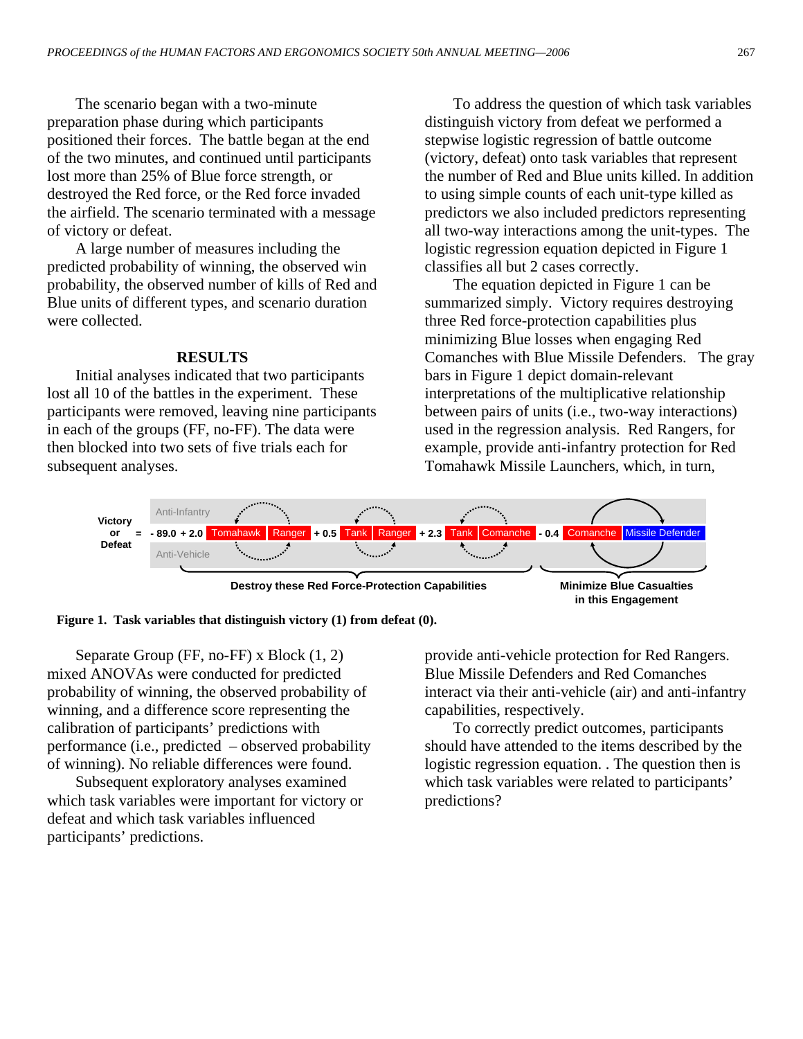The scenario began with a two-minute preparation phase during which participants positioned their forces. The battle began at the end of the two minutes, and continued until participants lost more than 25% of Blue force strength, or destroyed the Red force, or the Red force invaded the airfield. The scenario terminated with a message of victory or defeat.

A large number of measures including the predicted probability of winning, the observed win probability, the observed number of kills of Red and Blue units of different types, and scenario duration were collected.

## RESULTS

Initial analyses indicated that two participants lost all 10 of the battles in the experiment. These participants were removed, leaving nine participants in each of the groups (FF, no-FF). The data were then blocked into two sets of five trials each for subsequent analyses.

Separate Group (FF, no-FF) x Block (1, 2) mixed ANOVAs were conducted for predicted probability of winning, the observed probability of winning, and a difference score representing the calibration of participants' predictions with performance (i.e., predicted – observed probability of winning). No reliable differences were found.

Subsequent exploratory analyses examined which task variables were important for victory or defeat and which task variables influenced participants' predictions.

To address the question of which task variables distinguish victory from defeat we performed a stepwise logistic regression of battle outcome (victory, defeat) onto task variables that represent the number of Red and Blue units killed. In addition to using simple counts of each unit-type killed as predictors we also included predictors representing all two-way interactions among the unit-types. The logistic regression equation depicted in Figure 1 classifies all but 2 cases correctly.

The equation depicted in Figure 1 can be summarized simply. Victory requires destroying three Red force-protection capabilities plus minimizing Blue losses when engaging Red Comanches with Blue Missile Defenders. The gray bars in Figure 1 depict domain-relevant interpretations of the multiplicative relationship between pairs of units (i.e., two-way interactions) used in the regression analysis. Red Rangers, for example, provide anti-infantry protection for Red Tomahawk Missile Launchers, which, in turn, provide anti-vehicle protection for Red Rangers. Blue Missile Defenders and Red Comanches interact via their anti-vehicle (air) and anti-infantry capabilities, respectively.

To correctly predict outcomes, participants should have attended to the items described by the logistic regression equation. . The question then is which task variables were related to participants' predictions?

Victory or Defeat = - 89.0 + 2.0 Tomahawk Ranger + 0.5 Tank Ranger + 2.3 Tank Comanche - 0.4 Comanche Missile Defender

(Anti-Infantry / Anti-Vehicle)

Destroy these Red Force-Protection Capabilities | Minimize Blue Casualties in this Engagement

**Figure 1. Task variables that distinguish victory (1) from defeat (0).**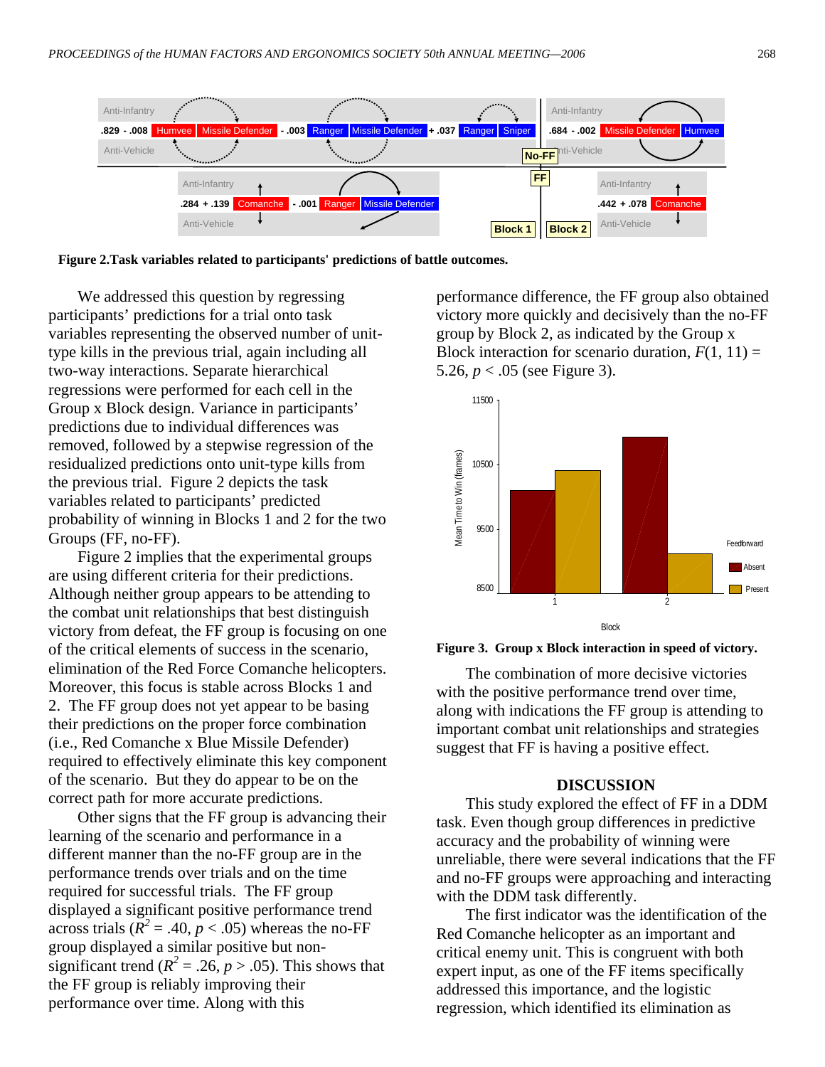**Figure 2. Task variables related to participants' predictions of battle outcomes.**

We addressed this question by regressing participants' predictions for a trial onto task variables representing the observed number of unit-type kills in the previous trial, again including all two-way interactions. Separate hierarchical regressions were performed for each cell in the Group x Block design. Variance in participants' predictions due to individual differences was removed, followed by a stepwise regression of the residualized predictions onto unit-type kills from the previous trial. Figure 2 depicts the task variables related to participants' predicted probability of winning in Blocks 1 and 2 for the two Groups (FF, no-FF).

Figure 2 implies that the experimental groups are using different criteria for their predictions. Although neither group appears to be attending to the combat unit relationships that best distinguish victory from defeat, the FF group is focusing on one of the critical elements of success in the scenario, elimination of the Red Force Comanche helicopters. Moreover, this focus is stable across Blocks 1 and 2. The FF group does not yet appear to be basing their predictions on the proper force combination (i.e., Red Comanche x Blue Missile Defender) required to effectively eliminate this key component of the scenario. But they do appear to be on the correct path for more accurate predictions.

Other signs that the FF group is advancing their learning of the scenario and performance in a different manner than the no-FF group are in the performance trends over trials and on the time required for successful trials. The FF group displayed a significant positive performance trend across trials ($R^2$ = .40, $p$ < .05) whereas the no-FF group displayed a similar positive but non-significant trend ($R^2$ = .26, $p$ > .05). This shows that the FF group is reliably improving their performance over time. Along with this performance difference, the FF group also obtained victory more quickly and decisively than the no-FF group by Block 2, as indicated by the Group x Block interaction for scenario duration, $F(1, 11)$ = 5.26, $p$ < .05 (see Figure 3).

**Figure 3. Group x Block interaction in speed of victory.**

The combination of more decisive victories with the positive performance trend over time, along with indications the FF group is attending to important combat unit relationships and strategies suggest that FF is having a positive effect.

## DISCUSSION

This study explored the effect of FF in a DDM task. Even though group differences in predictive accuracy and the probability of winning were unreliable, there were several indications that the FF and no-FF groups were approaching and interacting with the DDM task differently.

The first indicator was the identification of the Red Comanche helicopter as an important and critical enemy unit. This is congruent with both expert input, as one of the FF items specifically addressed this importance, and the logistic regression, which identified its elimination as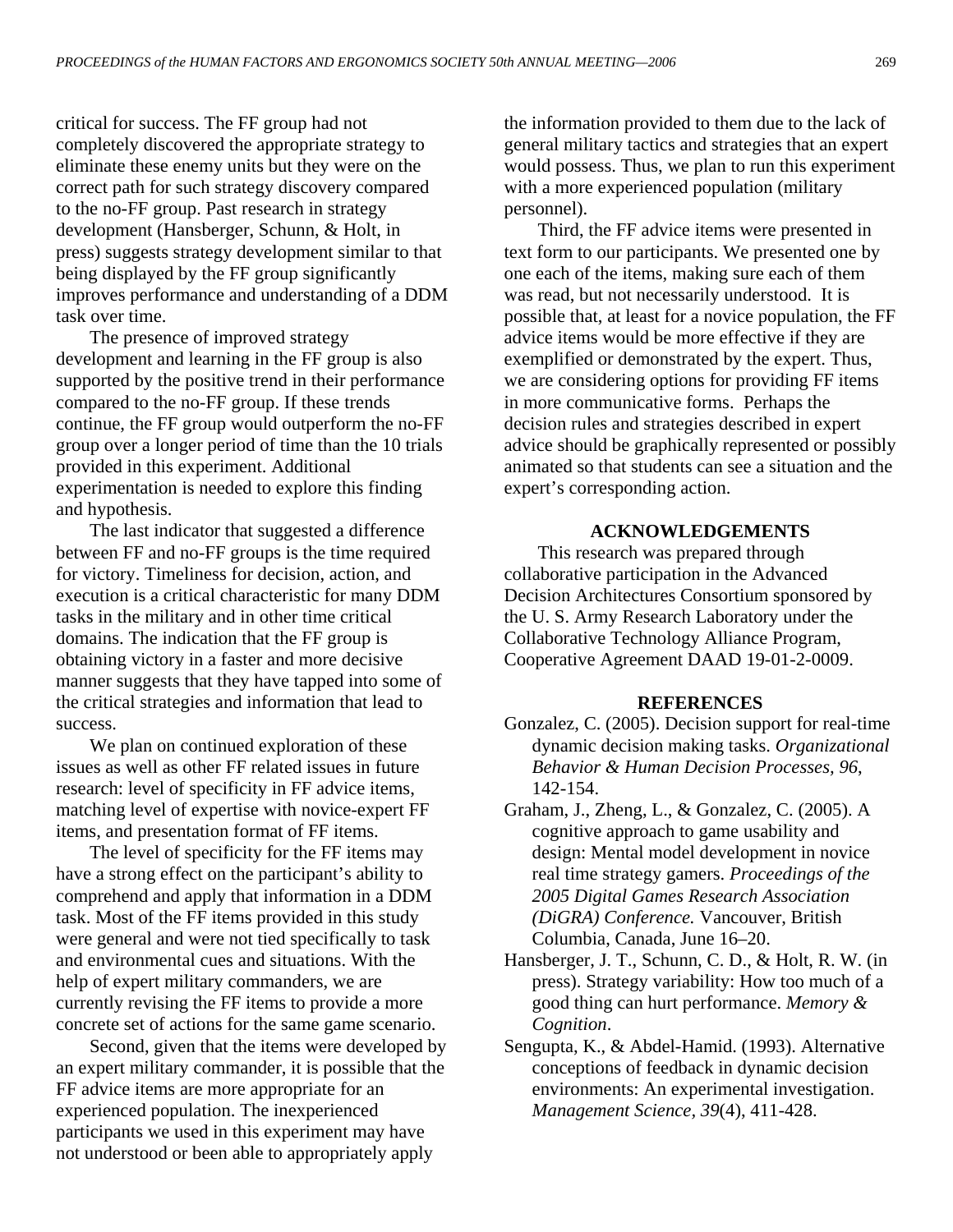critical for success. The FF group had not completely discovered the appropriate strategy to eliminate these enemy units but they were on the correct path for such strategy discovery compared to the no-FF group. Past research in strategy development (Hansberger, Schunn, & Holt, in press) suggests strategy development similar to that being displayed by the FF group significantly improves performance and understanding of a DDM task over time.

The presence of improved strategy development and learning in the FF group is also supported by the positive trend in their performance compared to the no-FF group. If these trends continue, the FF group would outperform the no-FF group over a longer period of time than the 10 trials provided in this experiment. Additional experimentation is needed to explore this finding and hypothesis.

The last indicator that suggested a difference between FF and no-FF groups is the time required for victory. Timeliness for decision, action, and execution is a critical characteristic for many DDM tasks in the military and in other time critical domains. The indication that the FF group is obtaining victory in a faster and more decisive manner suggests that they have tapped into some of the critical strategies and information that lead to success.

We plan on continued exploration of these issues as well as other FF related issues in future research: level of specificity in FF advice items, matching level of expertise with novice-expert FF items, and presentation format of FF items.

The level of specificity for the FF items may have a strong effect on the participant's ability to comprehend and apply that information in a DDM task. Most of the FF items provided in this study were general and were not tied specifically to task and environmental cues and situations. With the help of expert military commanders, we are currently revising the FF items to provide a more concrete set of actions for the same game scenario.

Second, given that the items were developed by an expert military commander, it is possible that the FF advice items are more appropriate for an experienced population. The inexperienced participants we used in this experiment may have not understood or been able to appropriately apply the information provided to them due to the lack of general military tactics and strategies that an expert would possess. Thus, we plan to run this experiment with a more experienced population (military personnel).

Third, the FF advice items were presented in text form to our participants. We presented one by one each of the items, making sure each of them was read, but not necessarily understood. It is possible that, at least for a novice population, the FF advice items would be more effective if they are exemplified or demonstrated by the expert. Thus, we are considering options for providing FF items in more communicative forms. Perhaps the decision rules and strategies described in expert advice should be graphically represented or possibly animated so that students can see a situation and the expert's corresponding action.

## ACKNOWLEDGEMENTS

This research was prepared through collaborative participation in the Advanced Decision Architectures Consortium sponsored by the U. S. Army Research Laboratory under the Collaborative Technology Alliance Program, Cooperative Agreement DAAD 19-01-2-0009.

## REFERENCES

Gonzalez, C. (2005). Decision support for real-time dynamic decision making tasks. *Organizational Behavior & Human Decision Processes, 96*, 142-154.

Graham, J., Zheng, L., & Gonzalez, C. (2005). A cognitive approach to game usability and design: Mental model development in novice real time strategy gamers. *Proceedings of the 2005 Digital Games Research Association (DiGRA) Conference.* Vancouver, British Columbia, Canada, June 16–20.

Hansberger, J. T., Schunn, C. D., & Holt, R. W. (in press). Strategy variability: How too much of a good thing can hurt performance. *Memory & Cognition*.

Sengupta, K., & Abdel-Hamid. (1993). Alternative conceptions of feedback in dynamic decision environments: An experimental investigation. *Management Science, 39*(4), 411-428.